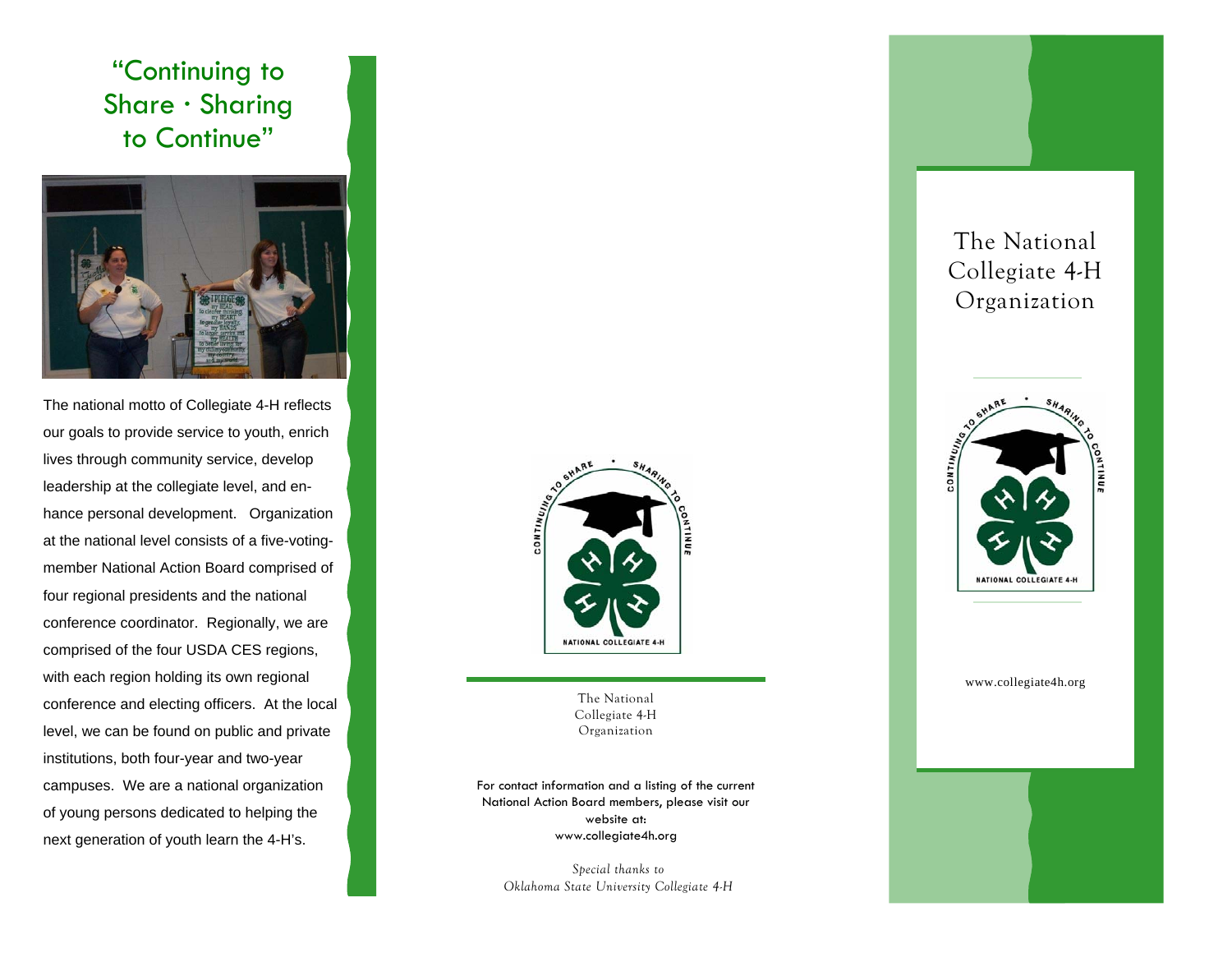# "Continuing to Share · Sharing to Continue"

The national motto of Collegiate 4-H reflects our goals to provide service to youth, enrich lives through community service, develop leadership at the collegiate level, and enhance personal development. Organization at the national level consists of a five-voting-member National Action Board comprised of four regional presidents and the national conference coordinator. Regionally, we are comprised of the four USDA CES regions, with each region holding its own regional conference and electing officers. At the local level, we can be found on public and private institutions, both four-year and two-year campuses. We are a national organization of young persons dedicated to helping the next generation of youth learn the 4-H's.

The National Collegiate 4-H Organization

For contact information and a listing of the current National Action Board members, please visit our website at: www.collegiate4h.org

*Special thanks to Oklahoma State University Collegiate 4-H*

# The National Collegiate 4-H Organization

www.collegiate4h.org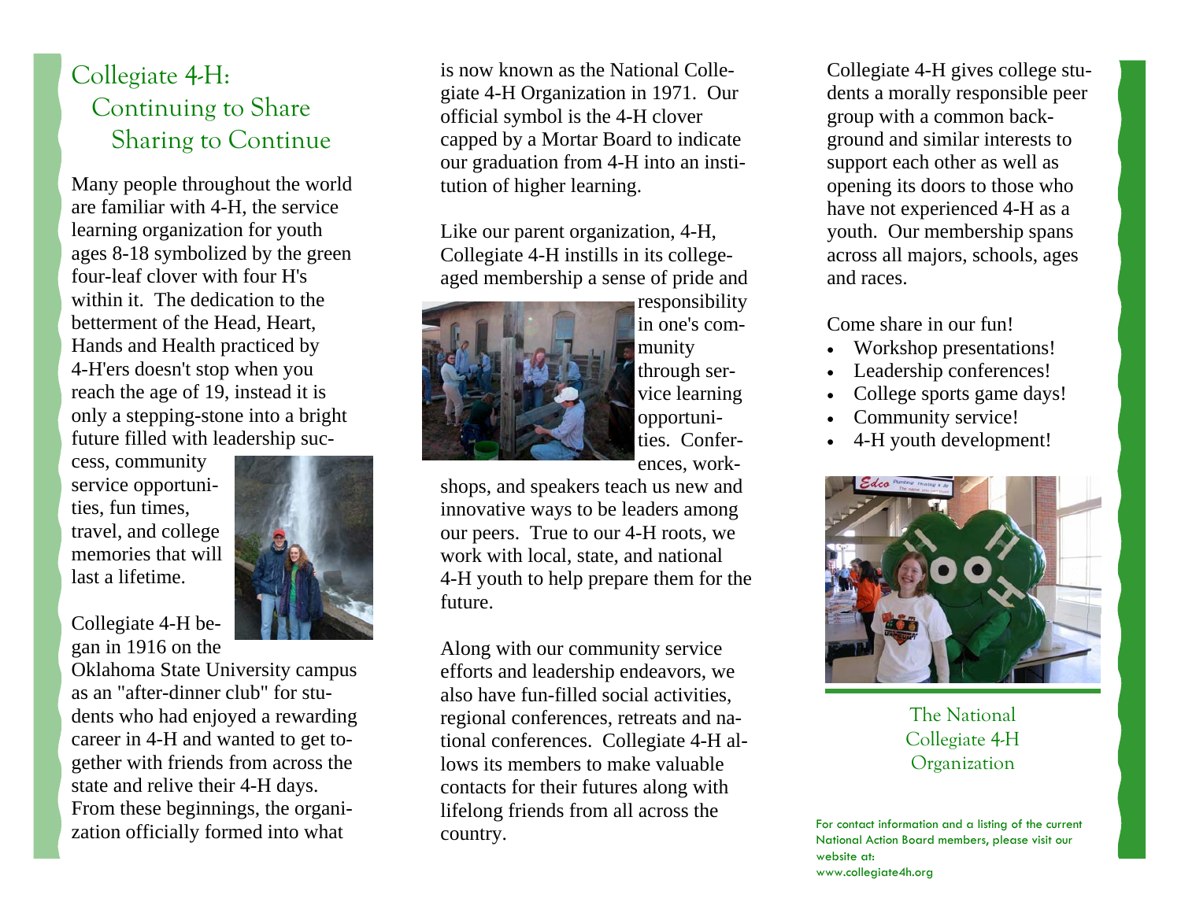# Collegiate 4-H: Continuing to Share Sharing to Continue

Many people throughout the world are familiar with 4-H, the service learning organization for youth ages 8-18 symbolized by the green four-leaf clover with four H's within it. The dedication to the betterment of the Head, Heart, Hands and Health practiced by 4-H'ers doesn't stop when you reach the age of 19, instead it is only a stepping-stone into a bright future filled with leadership success, community service opportunities, fun times, travel, and college memories that will last a lifetime.

Collegiate 4-H began in 1916 on the Oklahoma State University campus as an "after-dinner club" for students who had enjoyed a rewarding career in 4-H and wanted to get together with friends from across the state and relive their 4-H days. From these beginnings, the organization officially formed into what is now known as the National Collegiate 4-H Organization in 1971. Our official symbol is the 4-H clover capped by a Mortar Board to indicate our graduation from 4-H into an institution of higher learning.

Like our parent organization, 4-H, Collegiate 4-H instills in its college-aged membership a sense of pride and responsibility in one's community through service learning opportunities. Conferences, workshops, and speakers teach us new and innovative ways to be leaders among our peers. True to our 4-H roots, we work with local, state, and national 4-H youth to help prepare them for the future.

Along with our community service efforts and leadership endeavors, we also have fun-filled social activities, regional conferences, retreats and national conferences. Collegiate 4-H allows its members to make valuable contacts for their futures along with lifelong friends from all across the country.

Collegiate 4-H gives college students a morally responsible peer group with a common background and similar interests to support each other as well as opening its doors to those who have not experienced 4-H as a youth. Our membership spans across all majors, schools, ages and races.

Come share in our fun!

- Workshop presentations!
- Leadership conferences!
- College sports game days!
- Community service!
- 4-H youth development!

The National Collegiate 4-H Organization

For contact information and a listing of the current National Action Board members, please visit our website at:
www.collegiate4h.org